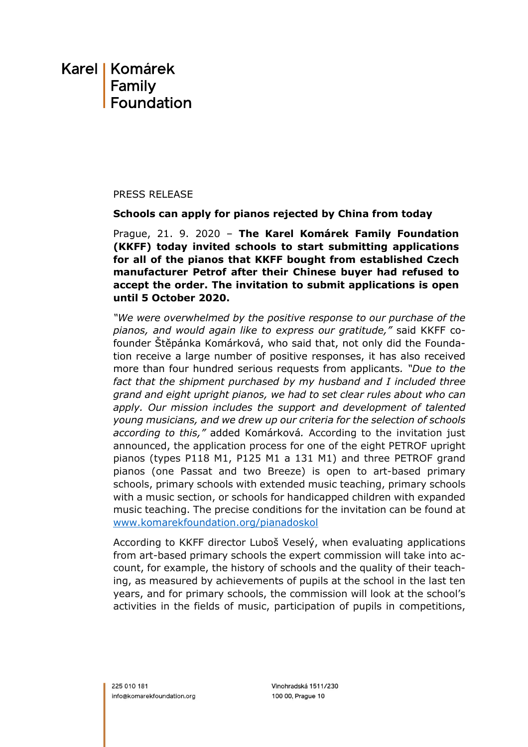Karel | Komárek Family Foundation

PRESS RELEASE

**Schools can apply for pianos rejected by China from today**

Prague, 21. 9. 2020 – **The Karel Komárek Family Foundation (KKFF) today invited schools to start submitting applications for all of the pianos that KKFF bought from established Czech manufacturer Petrof after their Chinese buyer had refused to accept the order. The invitation to submit applications is open until 5 October 2020.**

*"We were overwhelmed by the positive response to our purchase of the pianos, and would again like to express our gratitude,"* said KKFF co-founder Štěpánka Komárková, who said that, not only did the Foundation receive a large number of positive responses, it has also received more than four hundred serious requests from applicants*. "Due to the fact that the shipment purchased by my husband and I included three grand and eight upright pianos, we had to set clear rules about who can apply. Our mission includes the support and development of talented young musicians, and we drew up our criteria for the selection of schools according to this,"* added Komárková*.* According to the invitation just announced, the application process for one of the eight PETROF upright pianos (types P118 M1, P125 M1 a 131 M1) and three PETROF grand pianos (one Passat and two Breeze) is open to art-based primary schools, primary schools with extended music teaching, primary schools with a music section, or schools for handicapped children with expanded music teaching. The precise conditions for the invitation can be found at [www.komarekfoundation.org/pianadoskol](www.komarekfoundation.org/pianadoskol)

According to KKFF director Luboš Veselý, when evaluating applications from art-based primary schools the expert commission will take into account, for example, the history of schools and the quality of their teaching, as measured by achievements of pupils at the school in the last ten years, and for primary schools, the commission will look at the school's activities in the fields of music, participation of pupils in competitions,

225 010 181
info@komarekfoundation.org

Vinohradská 1511/230
100 00, Prague 10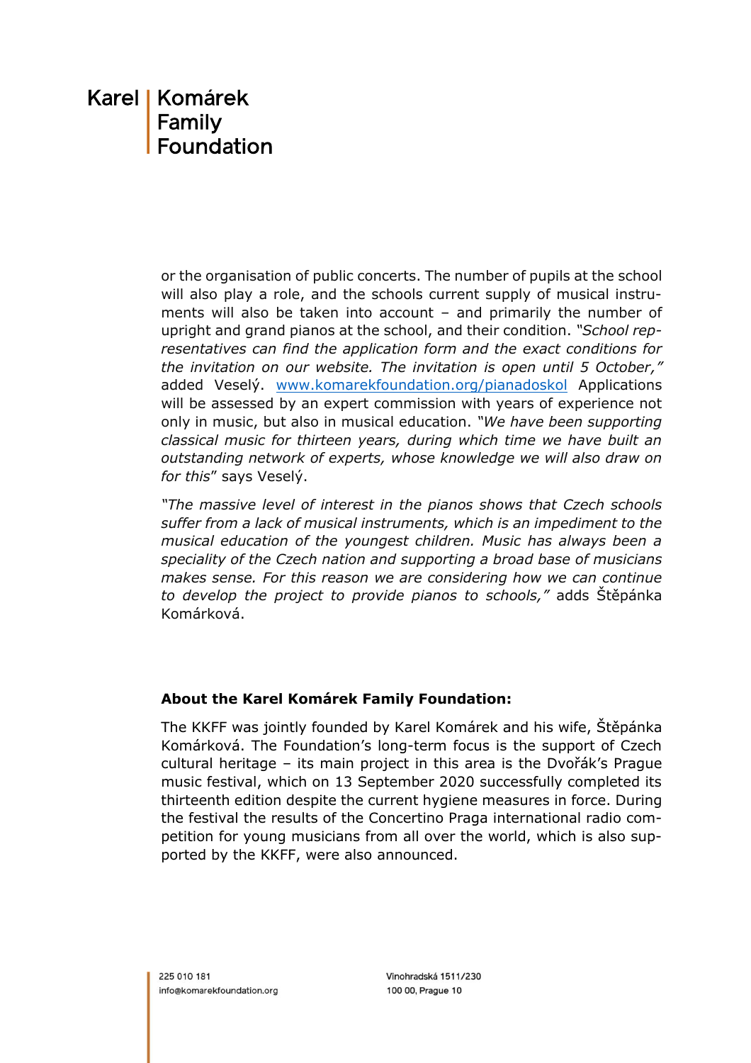or the organisation of public concerts. The number of pupils at the school will also play a role, and the schools current supply of musical instruments will also be taken into account – and primarily the number of upright and grand pianos at the school, and their condition. *"School representatives can find the application form and the exact conditions for the invitation on our website. The invitation is open until 5 October,"* added Veselý. [www.komarekfoundation.org/pianadoskol](http://www.komarekfoundation.org/pianadoskol) Applications will be assessed by an expert commission with years of experience not only in music, but also in musical education. *"We have been supporting classical music for thirteen years, during which time we have built an outstanding network of experts, whose knowledge we will also draw on for this*" says Veselý.

*"The massive level of interest in the pianos shows that Czech schools suffer from a lack of musical instruments, which is an impediment to the musical education of the youngest children. Music has always been a speciality of the Czech nation and supporting a broad base of musicians makes sense. For this reason we are considering how we can continue to develop the project to provide pianos to schools,"* adds Štěpánka Komárková.

**About the Karel Komárek Family Foundation:**

The KKFF was jointly founded by Karel Komárek and his wife, Štěpánka Komárková. The Foundation's long-term focus is the support of Czech cultural heritage – its main project in this area is the Dvořák's Prague music festival, which on 13 September 2020 successfully completed its thirteenth edition despite the current hygiene measures in force. During the festival the results of the Concertino Praga international radio competition for young musicians from all over the world, which is also supported by the KKFF, were also announced.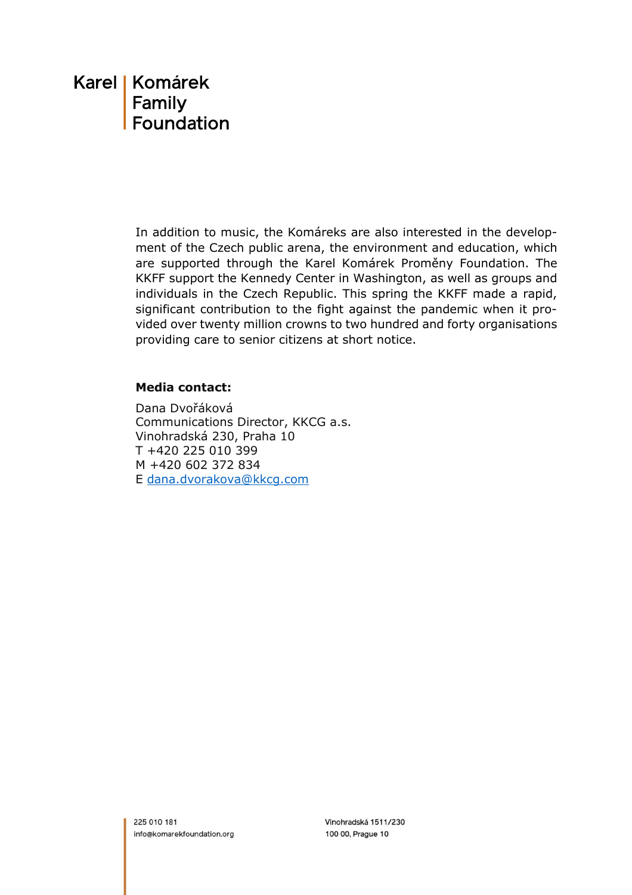In addition to music, the Komáreks are also interested in the development of the Czech public arena, the environment and education, which are supported through the Karel Komárek Proměny Foundation. The KKFF support the Kennedy Center in Washington, as well as groups and individuals in the Czech Republic. This spring the KKFF made a rapid, significant contribution to the fight against the pandemic when it provided over twenty million crowns to two hundred and forty organisations providing care to senior citizens at short notice.

**Media contact:**

Dana Dvořáková  
Communications Director, KKCG a.s.  
Vinohradská 230, Praha 10  
T +420 225 010 399  
M +420 602 372 834  
E dana.dvorakova@kkcg.com